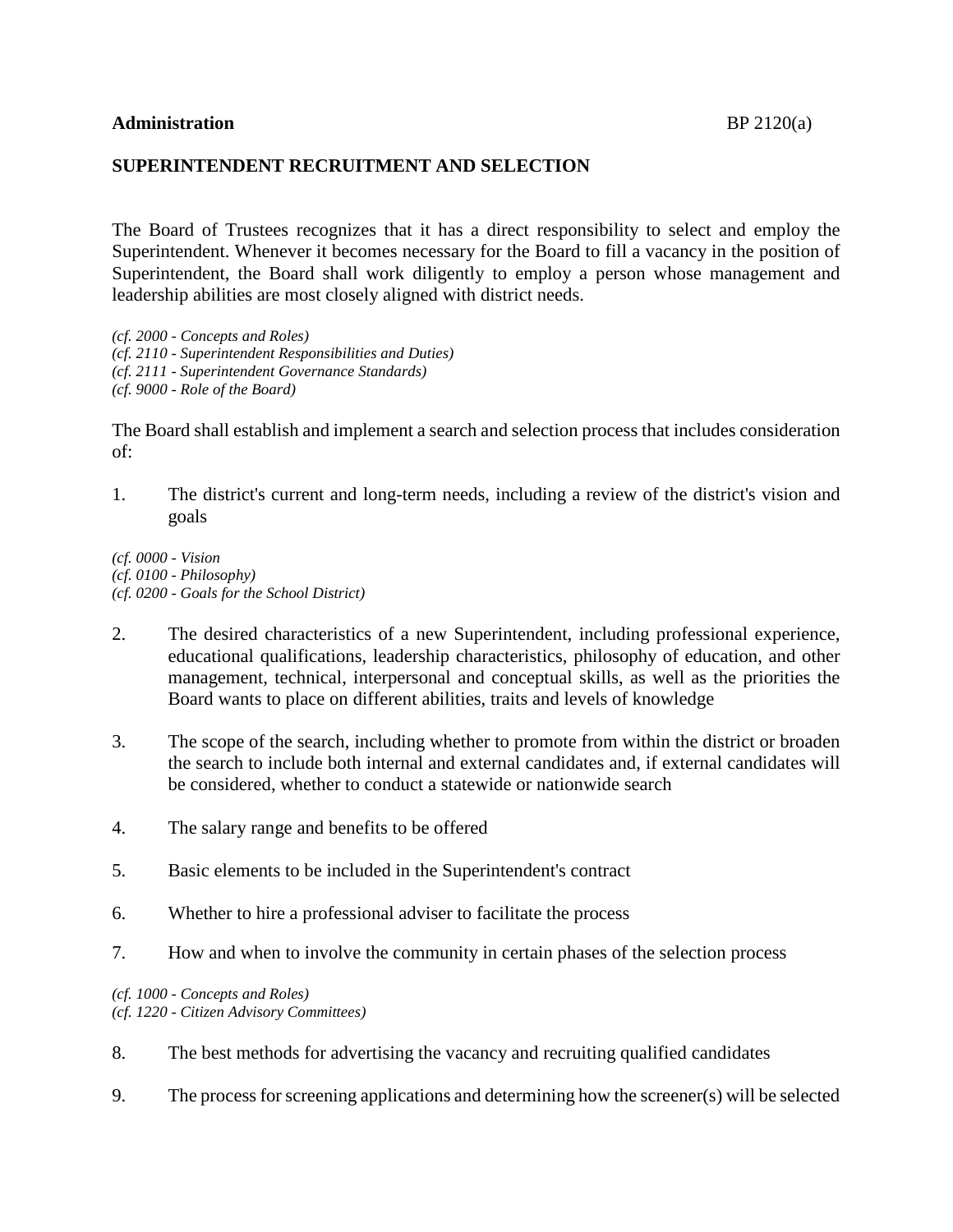**Administration** BP 2120(a)

## SUPERINTENDENT RECRUITMENT AND SELECTION

The Board of Trustees recognizes that it has a direct responsibility to select and employ the Superintendent. Whenever it becomes necessary for the Board to fill a vacancy in the position of Superintendent, the Board shall work diligently to employ a person whose management and leadership abilities are most closely aligned with district needs.

*(cf. 2000 - Concepts and Roles)*
*(cf. 2110 - Superintendent Responsibilities and Duties)*
*(cf. 2111 - Superintendent Governance Standards)*
*(cf. 9000 - Role of the Board)*

The Board shall establish and implement a search and selection process that includes consideration of:

1. The district's current and long-term needs, including a review of the district's vision and goals

*(cf. 0000 - Vision*
*(cf. 0100 - Philosophy)*
*(cf. 0200 - Goals for the School District)*

2. The desired characteristics of a new Superintendent, including professional experience, educational qualifications, leadership characteristics, philosophy of education, and other management, technical, interpersonal and conceptual skills, as well as the priorities the Board wants to place on different abilities, traits and levels of knowledge

3. The scope of the search, including whether to promote from within the district or broaden the search to include both internal and external candidates and, if external candidates will be considered, whether to conduct a statewide or nationwide search

4. The salary range and benefits to be offered

5. Basic elements to be included in the Superintendent's contract

6. Whether to hire a professional adviser to facilitate the process

7. How and when to involve the community in certain phases of the selection process

*(cf. 1000 - Concepts and Roles)*
*(cf. 1220 - Citizen Advisory Committees)*

8. The best methods for advertising the vacancy and recruiting qualified candidates

9. The process for screening applications and determining how the screener(s) will be selected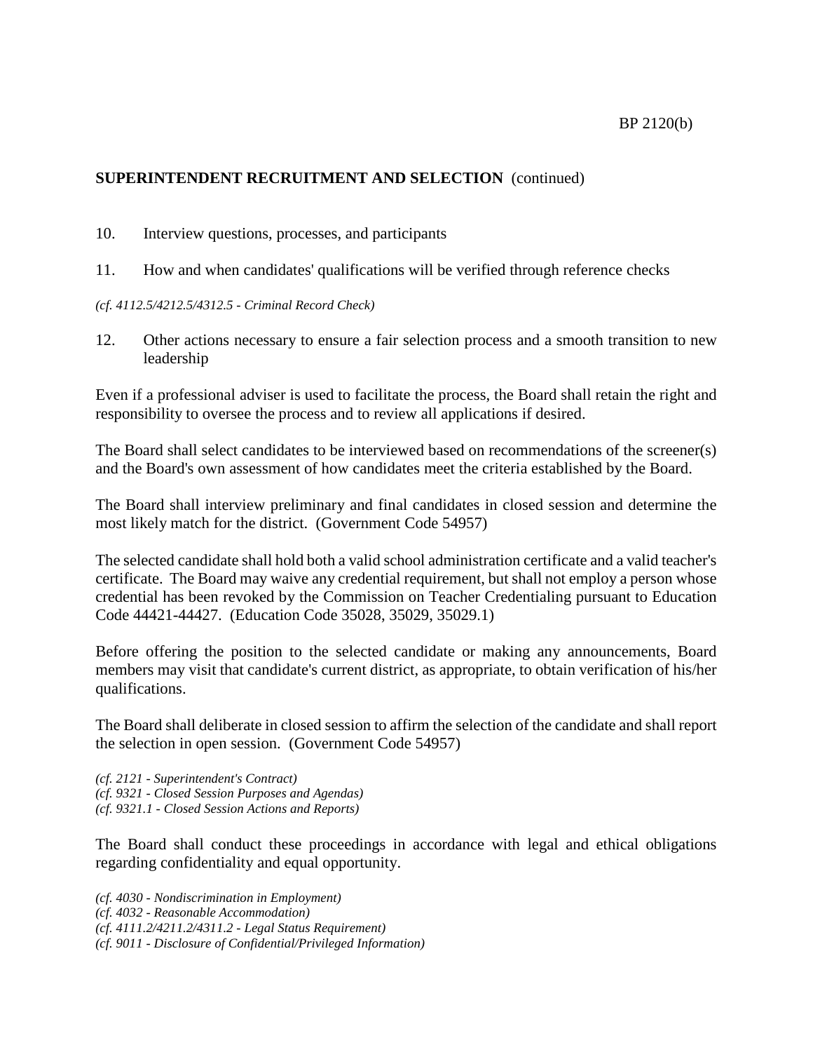## SUPERINTENDENT RECRUITMENT AND SELECTION (continued)

10. Interview questions, processes, and participants

11. How and when candidates' qualifications will be verified through reference checks

*(cf. 4112.5/4212.5/4312.5 - Criminal Record Check)*

12. Other actions necessary to ensure a fair selection process and a smooth transition to new leadership

Even if a professional adviser is used to facilitate the process, the Board shall retain the right and responsibility to oversee the process and to review all applications if desired.

The Board shall select candidates to be interviewed based on recommendations of the screener(s) and the Board's own assessment of how candidates meet the criteria established by the Board.

The Board shall interview preliminary and final candidates in closed session and determine the most likely match for the district. (Government Code 54957)

The selected candidate shall hold both a valid school administration certificate and a valid teacher's certificate. The Board may waive any credential requirement, but shall not employ a person whose credential has been revoked by the Commission on Teacher Credentialing pursuant to Education Code 44421-44427. (Education Code 35028, 35029, 35029.1)

Before offering the position to the selected candidate or making any announcements, Board members may visit that candidate's current district, as appropriate, to obtain verification of his/her qualifications.

The Board shall deliberate in closed session to affirm the selection of the candidate and shall report the selection in open session. (Government Code 54957)

*(cf. 2121 - Superintendent's Contract)*
*(cf. 9321 - Closed Session Purposes and Agendas)*
*(cf. 9321.1 - Closed Session Actions and Reports)*

The Board shall conduct these proceedings in accordance with legal and ethical obligations regarding confidentiality and equal opportunity.

*(cf. 4030 - Nondiscrimination in Employment)*
*(cf. 4032 - Reasonable Accommodation)*
*(cf. 4111.2/4211.2/4311.2 - Legal Status Requirement)*
*(cf. 9011 - Disclosure of Confidential/Privileged Information)*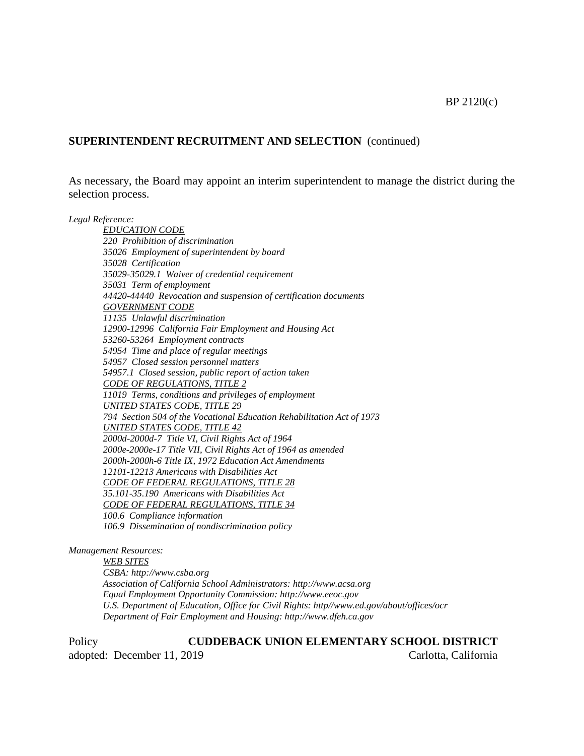## SUPERINTENDENT RECRUITMENT AND SELECTION (continued)

As necessary, the Board may appoint an interim superintendent to manage the district during the selection process.

*Legal Reference:*

*EDUCATION CODE*
*220 Prohibition of discrimination*
*35026 Employment of superintendent by board*
*35028 Certification*
*35029-35029.1 Waiver of credential requirement*
*35031 Term of employment*
*44420-44440 Revocation and suspension of certification documents*
*GOVERNMENT CODE*
*11135 Unlawful discrimination*
*12900-12996 California Fair Employment and Housing Act*
*53260-53264 Employment contracts*
*54954 Time and place of regular meetings*
*54957 Closed session personnel matters*
*54957.1 Closed session, public report of action taken*
*CODE OF REGULATIONS, TITLE 2*
*11019 Terms, conditions and privileges of employment*
*UNITED STATES CODE, TITLE 29*
*794 Section 504 of the Vocational Education Rehabilitation Act of 1973*
*UNITED STATES CODE, TITLE 42*
*2000d-2000d-7 Title VI, Civil Rights Act of 1964*
*2000e-2000e-17 Title VII, Civil Rights Act of 1964 as amended*
*2000h-2000h-6 Title IX, 1972 Education Act Amendments*
*12101-12213 Americans with Disabilities Act*
*CODE OF FEDERAL REGULATIONS, TITLE 28*
*35.101-35.190 Americans with Disabilities Act*
*CODE OF FEDERAL REGULATIONS, TITLE 34*
*100.6 Compliance information*
*106.9 Dissemination of nondiscrimination policy*

*Management Resources:*

*WEB SITES*
*CSBA: http://www.csba.org*
*Association of California School Administrators: http://www.acsa.org*
*Equal Employment Opportunity Commission: http://www.eeoc.gov*
*U.S. Department of Education, Office for Civil Rights: http//www.ed.gov/about/offices/ocr*
*Department of Fair Employment and Housing: http://www.dfeh.ca.gov*

Policy **CUDDEBACK UNION ELEMENTARY SCHOOL DISTRICT**
adopted: December 11, 2019 Carlotta, California